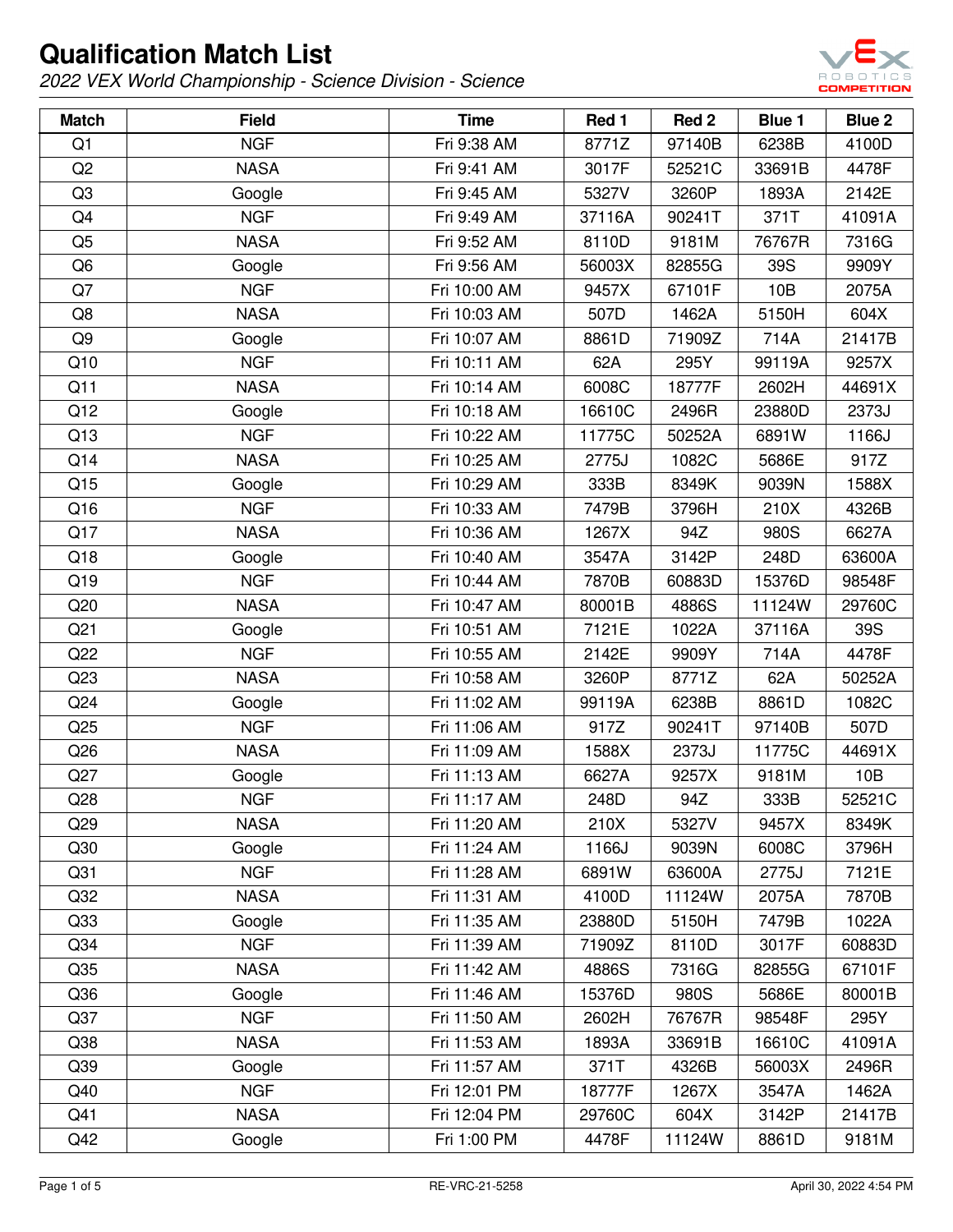# Qualification Match List

*2022 VEX World Championship - Science Division - Science*

| Match | Field | Time | Red 1 | Red 2 | Blue 1 | Blue 2 |
|---|---|---|---|---|---|---|
| Q1 | NGF | Fri 9:38 AM | 8771Z | 97140B | 6238B | 4100D |
| Q2 | NASA | Fri 9:41 AM | 3017F | 52521C | 33691B | 4478F |
| Q3 | Google | Fri 9:45 AM | 5327V | 3260P | 1893A | 2142E |
| Q4 | NGF | Fri 9:49 AM | 37116A | 90241T | 371T | 41091A |
| Q5 | NASA | Fri 9:52 AM | 8110D | 9181M | 76767R | 7316G |
| Q6 | Google | Fri 9:56 AM | 56003X | 82855G | 39S | 9909Y |
| Q7 | NGF | Fri 10:00 AM | 9457X | 67101F | 10B | 2075A |
| Q8 | NASA | Fri 10:03 AM | 507D | 1462A | 5150H | 604X |
| Q9 | Google | Fri 10:07 AM | 8861D | 71909Z | 714A | 21417B |
| Q10 | NGF | Fri 10:11 AM | 62A | 295Y | 99119A | 9257X |
| Q11 | NASA | Fri 10:14 AM | 6008C | 18777F | 2602H | 44691X |
| Q12 | Google | Fri 10:18 AM | 16610C | 2496R | 23880D | 2373J |
| Q13 | NGF | Fri 10:22 AM | 11775C | 50252A | 6891W | 1166J |
| Q14 | NASA | Fri 10:25 AM | 2775J | 1082C | 5686E | 917Z |
| Q15 | Google | Fri 10:29 AM | 333B | 8349K | 9039N | 1588X |
| Q16 | NGF | Fri 10:33 AM | 7479B | 3796H | 210X | 4326B |
| Q17 | NASA | Fri 10:36 AM | 1267X | 94Z | 980S | 6627A |
| Q18 | Google | Fri 10:40 AM | 3547A | 3142P | 248D | 63600A |
| Q19 | NGF | Fri 10:44 AM | 7870B | 60883D | 15376D | 98548F |
| Q20 | NASA | Fri 10:47 AM | 80001B | 4886S | 11124W | 29760C |
| Q21 | Google | Fri 10:51 AM | 7121E | 1022A | 37116A | 39S |
| Q22 | NGF | Fri 10:55 AM | 2142E | 9909Y | 714A | 4478F |
| Q23 | NASA | Fri 10:58 AM | 3260P | 8771Z | 62A | 50252A |
| Q24 | Google | Fri 11:02 AM | 99119A | 6238B | 8861D | 1082C |
| Q25 | NGF | Fri 11:06 AM | 917Z | 90241T | 97140B | 507D |
| Q26 | NASA | Fri 11:09 AM | 1588X | 2373J | 11775C | 44691X |
| Q27 | Google | Fri 11:13 AM | 6627A | 9257X | 9181M | 10B |
| Q28 | NGF | Fri 11:17 AM | 248D | 94Z | 333B | 52521C |
| Q29 | NASA | Fri 11:20 AM | 210X | 5327V | 9457X | 8349K |
| Q30 | Google | Fri 11:24 AM | 1166J | 9039N | 6008C | 3796H |
| Q31 | NGF | Fri 11:28 AM | 6891W | 63600A | 2775J | 7121E |
| Q32 | NASA | Fri 11:31 AM | 4100D | 11124W | 2075A | 7870B |
| Q33 | Google | Fri 11:35 AM | 23880D | 5150H | 7479B | 1022A |
| Q34 | NGF | Fri 11:39 AM | 71909Z | 8110D | 3017F | 60883D |
| Q35 | NASA | Fri 11:42 AM | 4886S | 7316G | 82855G | 67101F |
| Q36 | Google | Fri 11:46 AM | 15376D | 980S | 5686E | 80001B |
| Q37 | NGF | Fri 11:50 AM | 2602H | 76767R | 98548F | 295Y |
| Q38 | NASA | Fri 11:53 AM | 1893A | 33691B | 16610C | 41091A |
| Q39 | Google | Fri 11:57 AM | 371T | 4326B | 56003X | 2496R |
| Q40 | NGF | Fri 12:01 PM | 18777F | 1267X | 3547A | 1462A |
| Q41 | NASA | Fri 12:04 PM | 29760C | 604X | 3142P | 21417B |
| Q42 | Google | Fri 1:00 PM | 4478F | 11124W | 8861D | 9181M |

RE-VRC-21-5258

April 30, 2022 4:54 PM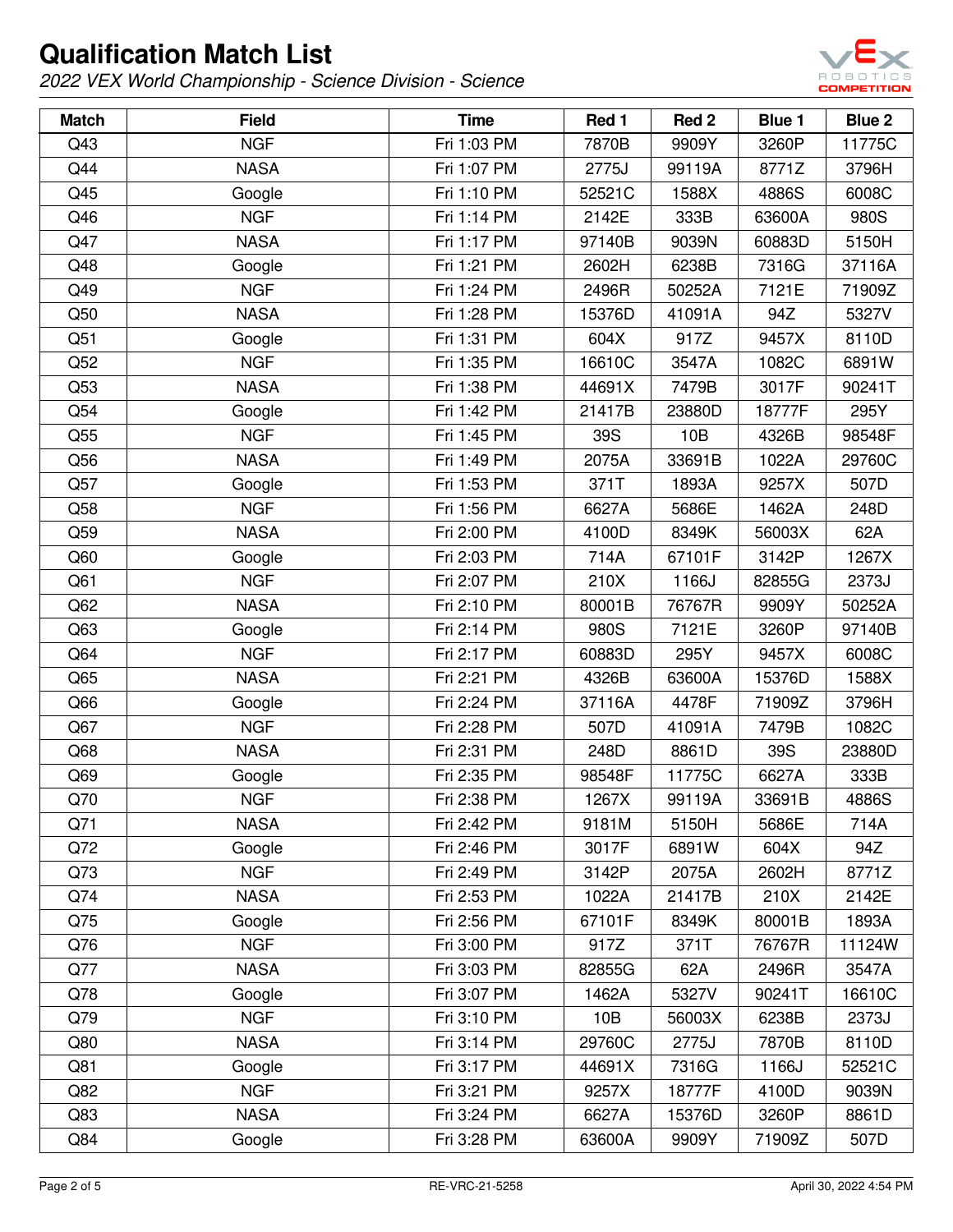# Qualification Match List

*2022 VEX World Championship - Science Division - Science*

| Match | Field | Time | Red 1 | Red 2 | Blue 1 | Blue 2 |
|---|---|---|---|---|---|---|
| Q43 | NGF | Fri 1:03 PM | 7870B | 9909Y | 3260P | 11775C |
| Q44 | NASA | Fri 1:07 PM | 2775J | 99119A | 8771Z | 3796H |
| Q45 | Google | Fri 1:10 PM | 52521C | 1588X | 4886S | 6008C |
| Q46 | NGF | Fri 1:14 PM | 2142E | 333B | 63600A | 980S |
| Q47 | NASA | Fri 1:17 PM | 97140B | 9039N | 60883D | 5150H |
| Q48 | Google | Fri 1:21 PM | 2602H | 6238B | 7316G | 37116A |
| Q49 | NGF | Fri 1:24 PM | 2496R | 50252A | 7121E | 71909Z |
| Q50 | NASA | Fri 1:28 PM | 15376D | 41091A | 94Z | 5327V |
| Q51 | Google | Fri 1:31 PM | 604X | 917Z | 9457X | 8110D |
| Q52 | NGF | Fri 1:35 PM | 16610C | 3547A | 1082C | 6891W |
| Q53 | NASA | Fri 1:38 PM | 44691X | 7479B | 3017F | 90241T |
| Q54 | Google | Fri 1:42 PM | 21417B | 23880D | 18777F | 295Y |
| Q55 | NGF | Fri 1:45 PM | 39S | 10B | 4326B | 98548F |
| Q56 | NASA | Fri 1:49 PM | 2075A | 33691B | 1022A | 29760C |
| Q57 | Google | Fri 1:53 PM | 371T | 1893A | 9257X | 507D |
| Q58 | NGF | Fri 1:56 PM | 6627A | 5686E | 1462A | 248D |
| Q59 | NASA | Fri 2:00 PM | 4100D | 8349K | 56003X | 62A |
| Q60 | Google | Fri 2:03 PM | 714A | 67101F | 3142P | 1267X |
| Q61 | NGF | Fri 2:07 PM | 210X | 1166J | 82855G | 2373J |
| Q62 | NASA | Fri 2:10 PM | 80001B | 76767R | 9909Y | 50252A |
| Q63 | Google | Fri 2:14 PM | 980S | 7121E | 3260P | 97140B |
| Q64 | NGF | Fri 2:17 PM | 60883D | 295Y | 9457X | 6008C |
| Q65 | NASA | Fri 2:21 PM | 4326B | 63600A | 15376D | 1588X |
| Q66 | Google | Fri 2:24 PM | 37116A | 4478F | 71909Z | 3796H |
| Q67 | NGF | Fri 2:28 PM | 507D | 41091A | 7479B | 1082C |
| Q68 | NASA | Fri 2:31 PM | 248D | 8861D | 39S | 23880D |
| Q69 | Google | Fri 2:35 PM | 98548F | 11775C | 6627A | 333B |
| Q70 | NGF | Fri 2:38 PM | 1267X | 99119A | 33691B | 4886S |
| Q71 | NASA | Fri 2:42 PM | 9181M | 5150H | 5686E | 714A |
| Q72 | Google | Fri 2:46 PM | 3017F | 6891W | 604X | 94Z |
| Q73 | NGF | Fri 2:49 PM | 3142P | 2075A | 2602H | 8771Z |
| Q74 | NASA | Fri 2:53 PM | 1022A | 21417B | 210X | 2142E |
| Q75 | Google | Fri 2:56 PM | 67101F | 8349K | 80001B | 1893A |
| Q76 | NGF | Fri 3:00 PM | 917Z | 371T | 76767R | 11124W |
| Q77 | NASA | Fri 3:03 PM | 82855G | 62A | 2496R | 3547A |
| Q78 | Google | Fri 3:07 PM | 1462A | 5327V | 90241T | 16610C |
| Q79 | NGF | Fri 3:10 PM | 10B | 56003X | 6238B | 2373J |
| Q80 | NASA | Fri 3:14 PM | 29760C | 2775J | 7870B | 8110D |
| Q81 | Google | Fri 3:17 PM | 44691X | 7316G | 1166J | 52521C |
| Q82 | NGF | Fri 3:21 PM | 9257X | 18777F | 4100D | 9039N |
| Q83 | NASA | Fri 3:24 PM | 6627A | 15376D | 3260P | 8861D |
| Q84 | Google | Fri 3:28 PM | 63600A | 9909Y | 71909Z | 507D |

RE-VRC-21-5258

April 30, 2022 4:54 PM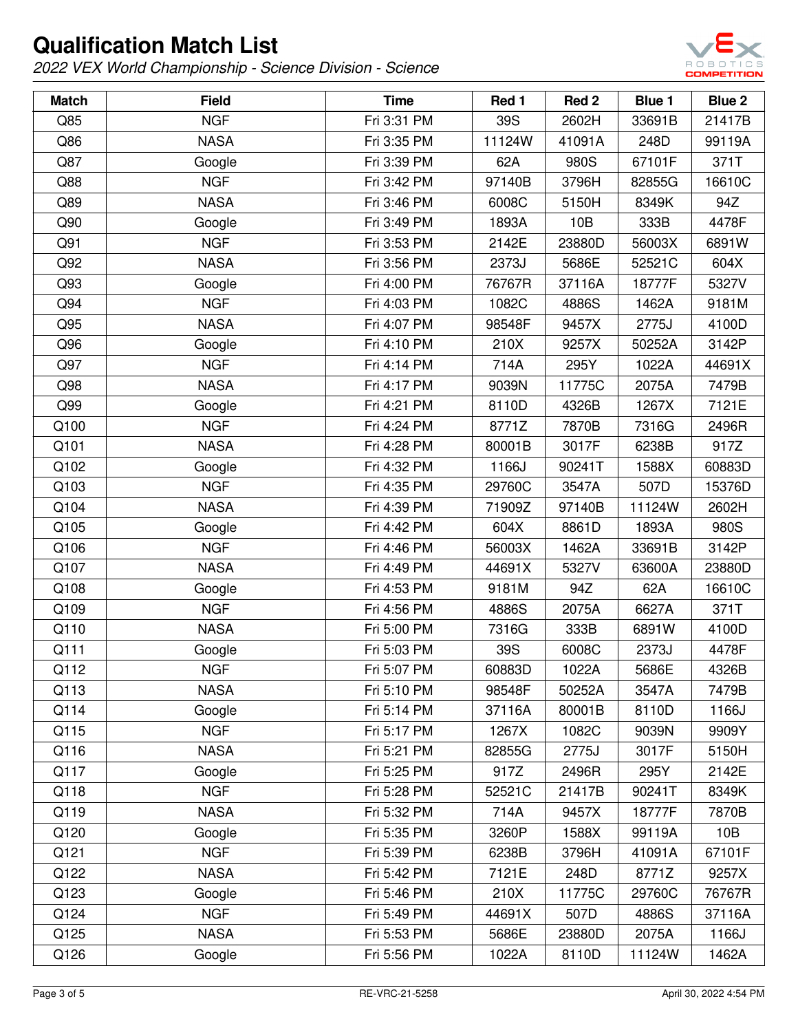# Qualification Match List

*2022 VEX World Championship - Science Division - Science*

| Match | Field | Time | Red 1 | Red 2 | Blue 1 | Blue 2 |
|---|---|---|---|---|---|---|
| Q85 | NGF | Fri 3:31 PM | 39S | 2602H | 33691B | 21417B |
| Q86 | NASA | Fri 3:35 PM | 11124W | 41091A | 248D | 99119A |
| Q87 | Google | Fri 3:39 PM | 62A | 980S | 67101F | 371T |
| Q88 | NGF | Fri 3:42 PM | 97140B | 3796H | 82855G | 16610C |
| Q89 | NASA | Fri 3:46 PM | 6008C | 5150H | 8349K | 94Z |
| Q90 | Google | Fri 3:49 PM | 1893A | 10B | 333B | 4478F |
| Q91 | NGF | Fri 3:53 PM | 2142E | 23880D | 56003X | 6891W |
| Q92 | NASA | Fri 3:56 PM | 2373J | 5686E | 52521C | 604X |
| Q93 | Google | Fri 4:00 PM | 76767R | 37116A | 18777F | 5327V |
| Q94 | NGF | Fri 4:03 PM | 1082C | 4886S | 1462A | 9181M |
| Q95 | NASA | Fri 4:07 PM | 98548F | 9457X | 2775J | 4100D |
| Q96 | Google | Fri 4:10 PM | 210X | 9257X | 50252A | 3142P |
| Q97 | NGF | Fri 4:14 PM | 714A | 295Y | 1022A | 44691X |
| Q98 | NASA | Fri 4:17 PM | 9039N | 11775C | 2075A | 7479B |
| Q99 | Google | Fri 4:21 PM | 8110D | 4326B | 1267X | 7121E |
| Q100 | NGF | Fri 4:24 PM | 8771Z | 7870B | 7316G | 2496R |
| Q101 | NASA | Fri 4:28 PM | 80001B | 3017F | 6238B | 917Z |
| Q102 | Google | Fri 4:32 PM | 1166J | 90241T | 1588X | 60883D |
| Q103 | NGF | Fri 4:35 PM | 29760C | 3547A | 507D | 15376D |
| Q104 | NASA | Fri 4:39 PM | 71909Z | 97140B | 11124W | 2602H |
| Q105 | Google | Fri 4:42 PM | 604X | 8861D | 1893A | 980S |
| Q106 | NGF | Fri 4:46 PM | 56003X | 1462A | 33691B | 3142P |
| Q107 | NASA | Fri 4:49 PM | 44691X | 5327V | 63600A | 23880D |
| Q108 | Google | Fri 4:53 PM | 9181M | 94Z | 62A | 16610C |
| Q109 | NGF | Fri 4:56 PM | 4886S | 2075A | 6627A | 371T |
| Q110 | NASA | Fri 5:00 PM | 7316G | 333B | 6891W | 4100D |
| Q111 | Google | Fri 5:03 PM | 39S | 6008C | 2373J | 4478F |
| Q112 | NGF | Fri 5:07 PM | 60883D | 1022A | 5686E | 4326B |
| Q113 | NASA | Fri 5:10 PM | 98548F | 50252A | 3547A | 7479B |
| Q114 | Google | Fri 5:14 PM | 37116A | 80001B | 8110D | 1166J |
| Q115 | NGF | Fri 5:17 PM | 1267X | 1082C | 9039N | 9909Y |
| Q116 | NASA | Fri 5:21 PM | 82855G | 2775J | 3017F | 5150H |
| Q117 | Google | Fri 5:25 PM | 917Z | 2496R | 295Y | 2142E |
| Q118 | NGF | Fri 5:28 PM | 52521C | 21417B | 90241T | 8349K |
| Q119 | NASA | Fri 5:32 PM | 714A | 9457X | 18777F | 7870B |
| Q120 | Google | Fri 5:35 PM | 3260P | 1588X | 99119A | 10B |
| Q121 | NGF | Fri 5:39 PM | 6238B | 3796H | 41091A | 67101F |
| Q122 | NASA | Fri 5:42 PM | 7121E | 248D | 8771Z | 9257X |
| Q123 | Google | Fri 5:46 PM | 210X | 11775C | 29760C | 76767R |
| Q124 | NGF | Fri 5:49 PM | 44691X | 507D | 4886S | 37116A |
| Q125 | NASA | Fri 5:53 PM | 5686E | 23880D | 2075A | 1166J |
| Q126 | Google | Fri 5:56 PM | 1022A | 8110D | 11124W | 1462A |

RE-VRC-21-5258 April 30, 2022 4:54 PM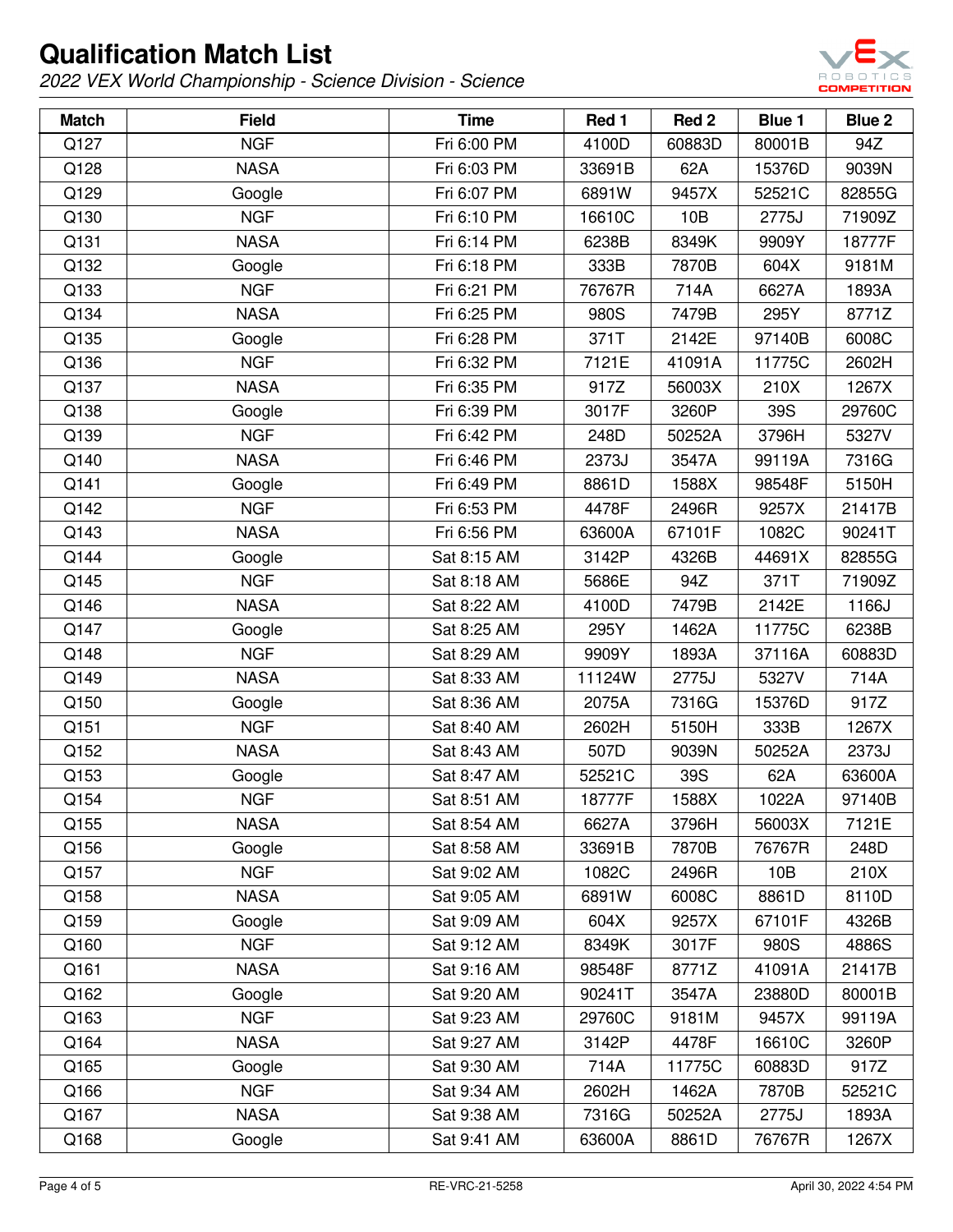# Qualification Match List

*2022 VEX World Championship - Science Division - Science*

| Match | Field | Time | Red 1 | Red 2 | Blue 1 | Blue 2 |
|---|---|---|---|---|---|---|
| Q127 | NGF | Fri 6:00 PM | 4100D | 60883D | 80001B | 94Z |
| Q128 | NASA | Fri 6:03 PM | 33691B | 62A | 15376D | 9039N |
| Q129 | Google | Fri 6:07 PM | 6891W | 9457X | 52521C | 82855G |
| Q130 | NGF | Fri 6:10 PM | 16610C | 10B | 2775J | 71909Z |
| Q131 | NASA | Fri 6:14 PM | 6238B | 8349K | 9909Y | 18777F |
| Q132 | Google | Fri 6:18 PM | 333B | 7870B | 604X | 9181M |
| Q133 | NGF | Fri 6:21 PM | 76767R | 714A | 6627A | 1893A |
| Q134 | NASA | Fri 6:25 PM | 980S | 7479B | 295Y | 8771Z |
| Q135 | Google | Fri 6:28 PM | 371T | 2142E | 97140B | 6008C |
| Q136 | NGF | Fri 6:32 PM | 7121E | 41091A | 11775C | 2602H |
| Q137 | NASA | Fri 6:35 PM | 917Z | 56003X | 210X | 1267X |
| Q138 | Google | Fri 6:39 PM | 3017F | 3260P | 39S | 29760C |
| Q139 | NGF | Fri 6:42 PM | 248D | 50252A | 3796H | 5327V |
| Q140 | NASA | Fri 6:46 PM | 2373J | 3547A | 99119A | 7316G |
| Q141 | Google | Fri 6:49 PM | 8861D | 1588X | 98548F | 5150H |
| Q142 | NGF | Fri 6:53 PM | 4478F | 2496R | 9257X | 21417B |
| Q143 | NASA | Fri 6:56 PM | 63600A | 67101F | 1082C | 90241T |
| Q144 | Google | Sat 8:15 AM | 3142P | 4326B | 44691X | 82855G |
| Q145 | NGF | Sat 8:18 AM | 5686E | 94Z | 371T | 71909Z |
| Q146 | NASA | Sat 8:22 AM | 4100D | 7479B | 2142E | 1166J |
| Q147 | Google | Sat 8:25 AM | 295Y | 1462A | 11775C | 6238B |
| Q148 | NGF | Sat 8:29 AM | 9909Y | 1893A | 37116A | 60883D |
| Q149 | NASA | Sat 8:33 AM | 11124W | 2775J | 5327V | 714A |
| Q150 | Google | Sat 8:36 AM | 2075A | 7316G | 15376D | 917Z |
| Q151 | NGF | Sat 8:40 AM | 2602H | 5150H | 333B | 1267X |
| Q152 | NASA | Sat 8:43 AM | 507D | 9039N | 50252A | 2373J |
| Q153 | Google | Sat 8:47 AM | 52521C | 39S | 62A | 63600A |
| Q154 | NGF | Sat 8:51 AM | 18777F | 1588X | 1022A | 97140B |
| Q155 | NASA | Sat 8:54 AM | 6627A | 3796H | 56003X | 7121E |
| Q156 | Google | Sat 8:58 AM | 33691B | 7870B | 76767R | 248D |
| Q157 | NGF | Sat 9:02 AM | 1082C | 2496R | 10B | 210X |
| Q158 | NASA | Sat 9:05 AM | 6891W | 6008C | 8861D | 8110D |
| Q159 | Google | Sat 9:09 AM | 604X | 9257X | 67101F | 4326B |
| Q160 | NGF | Sat 9:12 AM | 8349K | 3017F | 980S | 4886S |
| Q161 | NASA | Sat 9:16 AM | 98548F | 8771Z | 41091A | 21417B |
| Q162 | Google | Sat 9:20 AM | 90241T | 3547A | 23880D | 80001B |
| Q163 | NGF | Sat 9:23 AM | 29760C | 9181M | 9457X | 99119A |
| Q164 | NASA | Sat 9:27 AM | 3142P | 4478F | 16610C | 3260P |
| Q165 | Google | Sat 9:30 AM | 714A | 11775C | 60883D | 917Z |
| Q166 | NGF | Sat 9:34 AM | 2602H | 1462A | 7870B | 52521C |
| Q167 | NASA | Sat 9:38 AM | 7316G | 50252A | 2775J | 1893A |
| Q168 | Google | Sat 9:41 AM | 63600A | 8861D | 76767R | 1267X |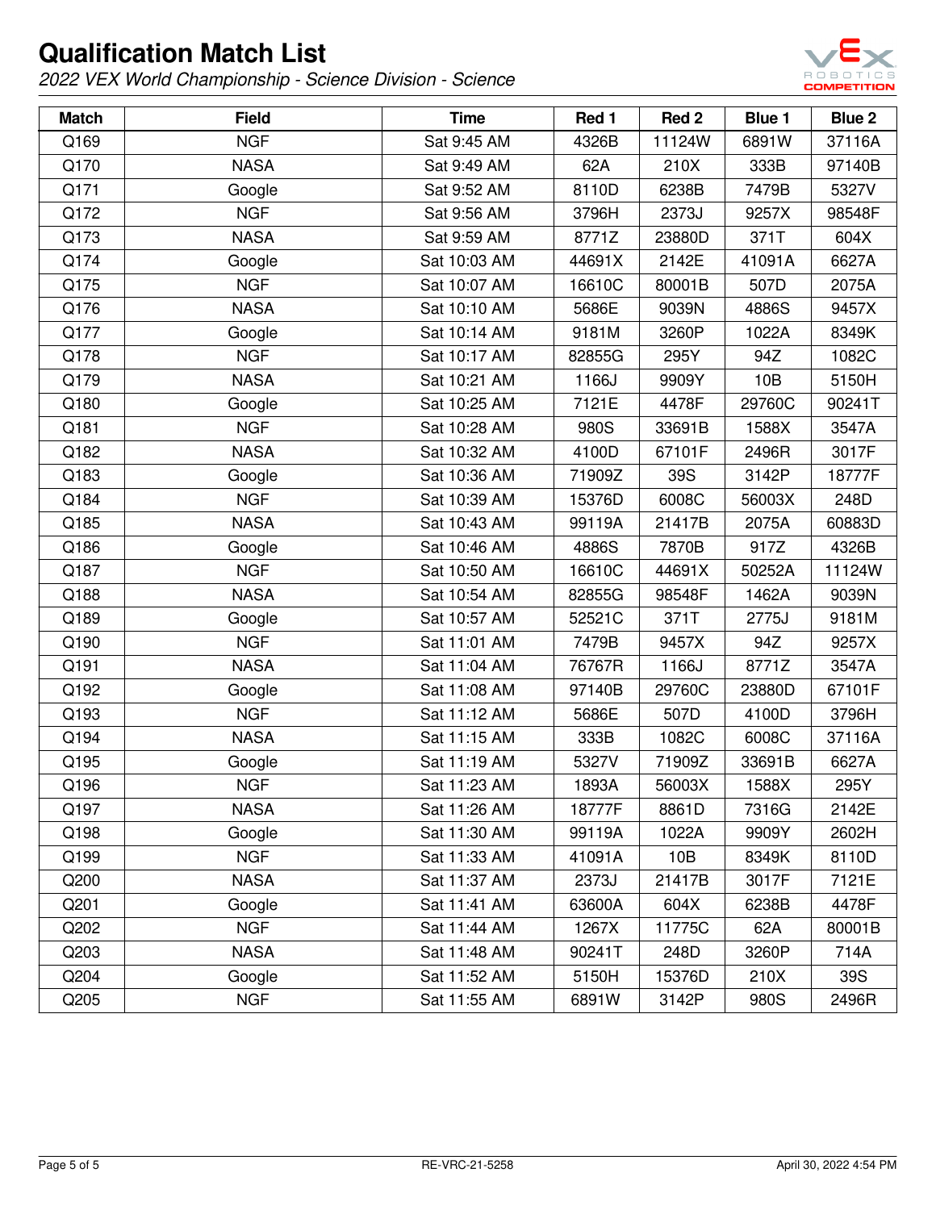# Qualification Match List

*2022 VEX World Championship - Science Division - Science*

| Match | Field | Time | Red 1 | Red 2 | Blue 1 | Blue 2 |
|---|---|---|---|---|---|---|
| Q169 | NGF | Sat 9:45 AM | 4326B | 11124W | 6891W | 37116A |
| Q170 | NASA | Sat 9:49 AM | 62A | 210X | 333B | 97140B |
| Q171 | Google | Sat 9:52 AM | 8110D | 6238B | 7479B | 5327V |
| Q172 | NGF | Sat 9:56 AM | 3796H | 2373J | 9257X | 98548F |
| Q173 | NASA | Sat 9:59 AM | 8771Z | 23880D | 371T | 604X |
| Q174 | Google | Sat 10:03 AM | 44691X | 2142E | 41091A | 6627A |
| Q175 | NGF | Sat 10:07 AM | 16610C | 80001B | 507D | 2075A |
| Q176 | NASA | Sat 10:10 AM | 5686E | 9039N | 4886S | 9457X |
| Q177 | Google | Sat 10:14 AM | 9181M | 3260P | 1022A | 8349K |
| Q178 | NGF | Sat 10:17 AM | 82855G | 295Y | 94Z | 1082C |
| Q179 | NASA | Sat 10:21 AM | 1166J | 9909Y | 10B | 5150H |
| Q180 | Google | Sat 10:25 AM | 7121E | 4478F | 29760C | 90241T |
| Q181 | NGF | Sat 10:28 AM | 980S | 33691B | 1588X | 3547A |
| Q182 | NASA | Sat 10:32 AM | 4100D | 67101F | 2496R | 3017F |
| Q183 | Google | Sat 10:36 AM | 71909Z | 39S | 3142P | 18777F |
| Q184 | NGF | Sat 10:39 AM | 15376D | 6008C | 56003X | 248D |
| Q185 | NASA | Sat 10:43 AM | 99119A | 21417B | 2075A | 60883D |
| Q186 | Google | Sat 10:46 AM | 4886S | 7870B | 917Z | 4326B |
| Q187 | NGF | Sat 10:50 AM | 16610C | 44691X | 50252A | 11124W |
| Q188 | NASA | Sat 10:54 AM | 82855G | 98548F | 1462A | 9039N |
| Q189 | Google | Sat 10:57 AM | 52521C | 371T | 2775J | 9181M |
| Q190 | NGF | Sat 11:01 AM | 7479B | 9457X | 94Z | 9257X |
| Q191 | NASA | Sat 11:04 AM | 76767R | 1166J | 8771Z | 3547A |
| Q192 | Google | Sat 11:08 AM | 97140B | 29760C | 23880D | 67101F |
| Q193 | NGF | Sat 11:12 AM | 5686E | 507D | 4100D | 3796H |
| Q194 | NASA | Sat 11:15 AM | 333B | 1082C | 6008C | 37116A |
| Q195 | Google | Sat 11:19 AM | 5327V | 71909Z | 33691B | 6627A |
| Q196 | NGF | Sat 11:23 AM | 1893A | 56003X | 1588X | 295Y |
| Q197 | NASA | Sat 11:26 AM | 18777F | 8861D | 7316G | 2142E |
| Q198 | Google | Sat 11:30 AM | 99119A | 1022A | 9909Y | 2602H |
| Q199 | NGF | Sat 11:33 AM | 41091A | 10B | 8349K | 8110D |
| Q200 | NASA | Sat 11:37 AM | 2373J | 21417B | 3017F | 7121E |
| Q201 | Google | Sat 11:41 AM | 63600A | 604X | 6238B | 4478F |
| Q202 | NGF | Sat 11:44 AM | 1267X | 11775C | 62A | 80001B |
| Q203 | NASA | Sat 11:48 AM | 90241T | 248D | 3260P | 714A |
| Q204 | Google | Sat 11:52 AM | 5150H | 15376D | 210X | 39S |
| Q205 | NGF | Sat 11:55 AM | 6891W | 3142P | 980S | 2496R |

RE-VRC-21-5258

April 30, 2022 4:54 PM